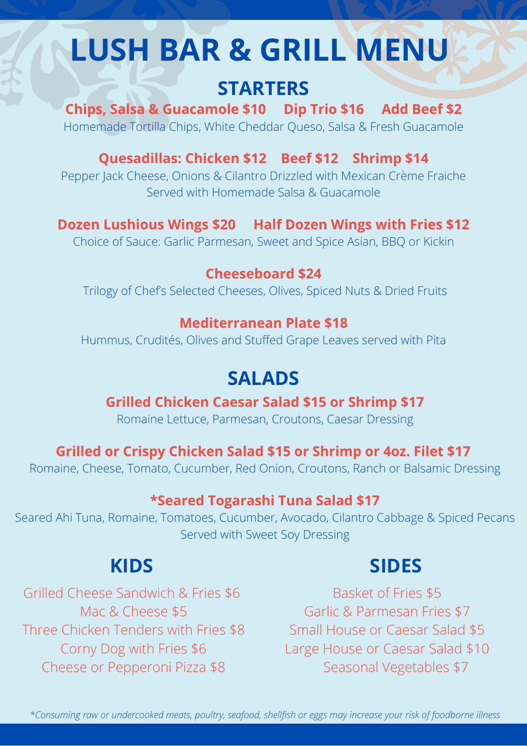# LUSH BAR & GRILL MENU

## STARTERS

**Chips, Salsa & Guacamole $10    Dip Trio $16    Add Beef $2**

Homemade Tortilla Chips, White Cheddar Queso, Salsa & Fresh Guacamole

**Quesadillas: Chicken $12    Beef $12    Shrimp $14**

Pepper Jack Cheese, Onions & Cilantro Drizzled with Mexican Crème Fraiche
Served with Homemade Salsa & Guacamole

**Dozen Lushious Wings $20    Half Dozen Wings with Fries $12**

Choice of Sauce: Garlic Parmesan, Sweet and Spice Asian, BBQ or Kickin

**Cheeseboard $24**

Trilogy of Chef's Selected Cheeses, Olives, Spiced Nuts & Dried Fruits

**Mediterranean Plate $18**

Hummus, Crudités, Olives and Stuffed Grape Leaves served with Pita

## SALADS

**Grilled Chicken Caesar Salad $15 or Shrimp $17**

Romaine Lettuce, Parmesan, Croutons, Caesar Dressing

**Grilled or Crispy Chicken Salad $15 or Shrimp or 4oz. Filet $17**

Romaine, Cheese, Tomato, Cucumber, Red Onion, Croutons, Ranch or Balsamic Dressing

**\*Seared Togarashi Tuna Salad $17**

Seared Ahi Tuna, Romaine, Tomatoes, Cucumber, Avocado, Cilantro Cabbage & Spiced Pecans
Served with Sweet Soy Dressing

## KIDS

Grilled Cheese Sandwich & Fries $6
Mac & Cheese $5
Three Chicken Tenders with Fries $8
Corny Dog with Fries $6
Cheese or Pepperoni Pizza $8

## SIDES

Basket of Fries $5
Garlic & Parmesan Fries $7
Small House or Caesar Salad $5
Large House or Caesar Salad $10
Seasonal Vegetables $7

*\*Consuming raw or undercooked meats, poultry, seafood, shellfish or eggs may increase your risk of foodborne illness*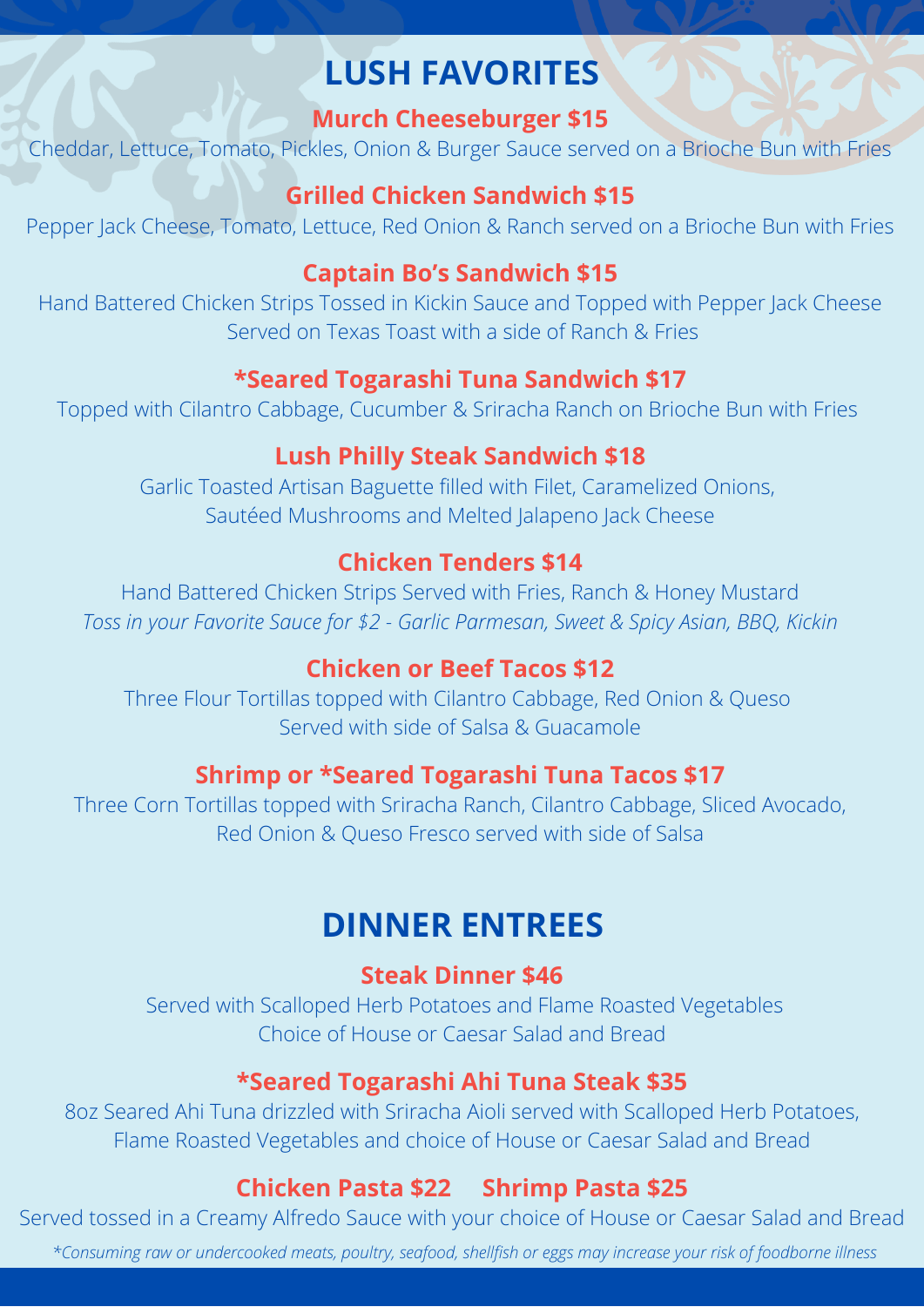# LUSH FAVORITES

### Murch Cheeseburger $15

Cheddar, Lettuce, Tomato, Pickles, Onion & Burger Sauce served on a Brioche Bun with Fries

### Grilled Chicken Sandwich $15

Pepper Jack Cheese, Tomato, Lettuce, Red Onion & Ranch served on a Brioche Bun with Fries

### Captain Bo's Sandwich $15

Hand Battered Chicken Strips Tossed in Kickin Sauce and Topped with Pepper Jack Cheese
Served on Texas Toast with a side of Ranch & Fries

### *Seared Togarashi Tuna Sandwich $17

Topped with Cilantro Cabbage, Cucumber & Sriracha Ranch on Brioche Bun with Fries

### Lush Philly Steak Sandwich $18

Garlic Toasted Artisan Baguette filled with Filet, Caramelized Onions,
Sautéed Mushrooms and Melted Jalapeno Jack Cheese

### Chicken Tenders $14

Hand Battered Chicken Strips Served with Fries, Ranch & Honey Mustard
*Toss in your Favorite Sauce for $2 - Garlic Parmesan, Sweet & Spicy Asian, BBQ, Kickin*

### Chicken or Beef Tacos $12

Three Flour Tortillas topped with Cilantro Cabbage, Red Onion & Queso
Served with side of Salsa & Guacamole

### Shrimp or *Seared Togarashi Tuna Tacos $17

Three Corn Tortillas topped with Sriracha Ranch, Cilantro Cabbage, Sliced Avocado,
Red Onion & Queso Fresco served with side of Salsa

# DINNER ENTREES

### Steak Dinner $46

Served with Scalloped Herb Potatoes and Flame Roasted Vegetables
Choice of House or Caesar Salad and Bread

### *Seared Togarashi Ahi Tuna Steak $35

8oz Seared Ahi Tuna drizzled with Sriracha Aioli served with Scalloped Herb Potatoes,
Flame Roasted Vegetables and choice of House or Caesar Salad and Bread

### Chicken Pasta $22 Shrimp Pasta $25

Served tossed in a Creamy Alfredo Sauce with your choice of House or Caesar Salad and Bread

*\*Consuming raw or undercooked meats, poultry, seafood, shellfish or eggs may increase your risk of foodborne illness*